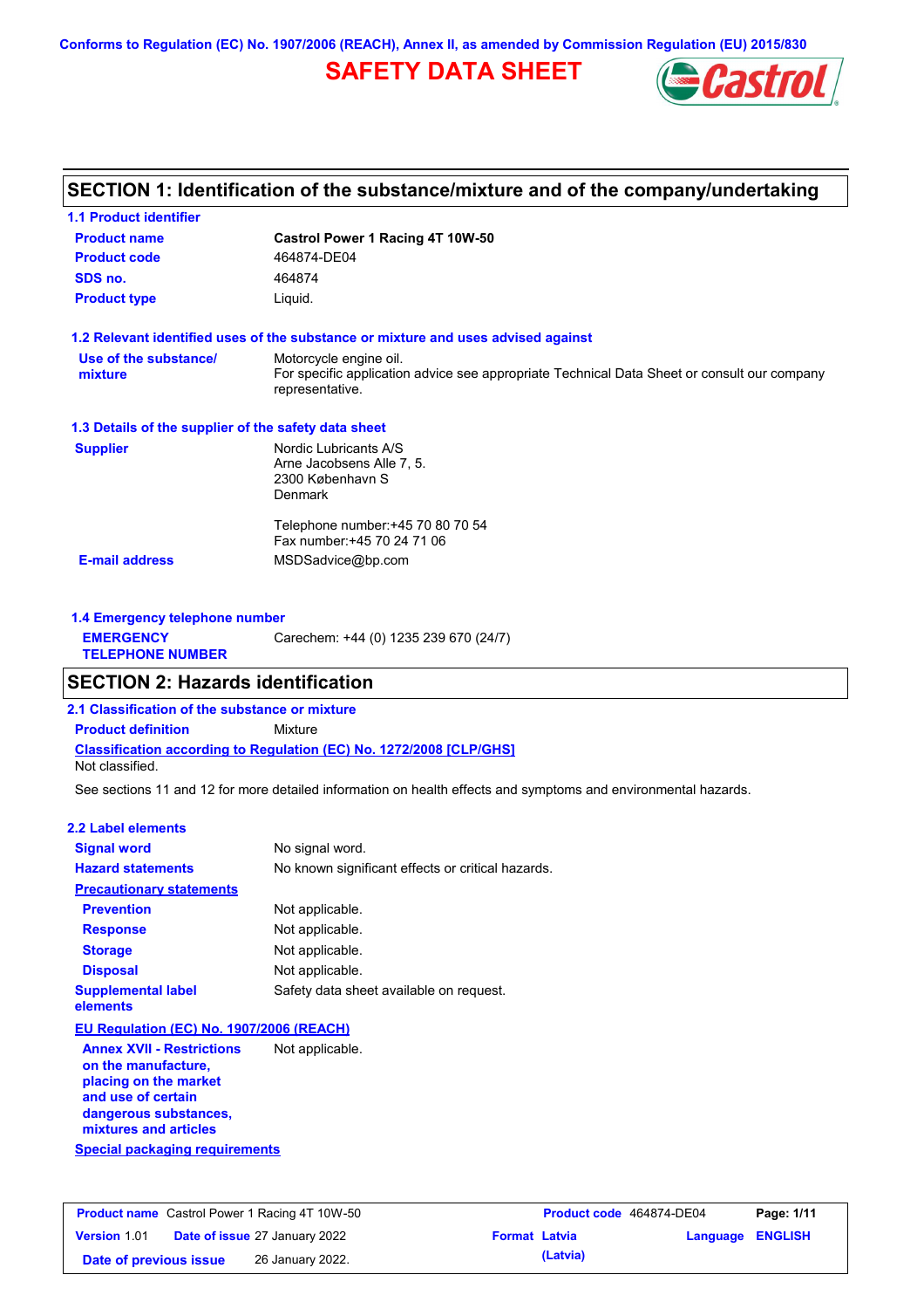Conforms to Regulation (EC) No. 1907/2006 (REACH), Annex II, as amended by Commission Regulation (EU) 2015/830

# SAFETY DATA SHEET

## SECTION 1: Identification of the substance/mixture and of the company/undertaking

### 1.1 Product identifier

| | |
|---|---|
| **Product name** | **Castrol Power 1 Racing 4T 10W-50** |
| **Product code** | 464874-DE04 |
| **SDS no.** | 464874 |
| **Product type** | Liquid. |

### 1.2 Relevant identified uses of the substance or mixture and uses advised against

| | |
|---|---|
| **Use of the substance/ mixture** | Motorcycle engine oil. For specific application advice see appropriate Technical Data Sheet or consult our company representative. |

### 1.3 Details of the supplier of the safety data sheet

| | |
|---|---|
| **Supplier** | Nordic Lubricants A/S<br>Arne Jacobsens Alle 7, 5.<br>2300 København S<br>Denmark<br><br>Telephone number:+45 70 80 70 54<br>Fax number:+45 70 24 71 06 |
| **E-mail address** | MSDSadvice@bp.com |

### 1.4 Emergency telephone number

| | |
|---|---|
| **EMERGENCY TELEPHONE NUMBER** | Carechem: +44 (0) 1235 239 670 (24/7) |

## SECTION 2: Hazards identification

### 2.1 Classification of the substance or mixture

**Product definition** Mixture

**Classification according to Regulation (EC) No. 1272/2008 [CLP/GHS]**

Not classified.

See sections 11 and 12 for more detailed information on health effects and symptoms and environmental hazards.

### 2.2 Label elements

| | |
|---|---|
| **Signal word** | No signal word. |
| **Hazard statements** | No known significant effects or critical hazards. |

**Precautionary statements**

| | |
|---|---|
| **Prevention** | Not applicable. |
| **Response** | Not applicable. |
| **Storage** | Not applicable. |
| **Disposal** | Not applicable. |
| **Supplemental label elements** | Safety data sheet available on request. |

**EU Regulation (EC) No. 1907/2006 (REACH)**

| | |
|---|---|
| **Annex XVII - Restrictions on the manufacture, placing on the market and use of certain dangerous substances, mixtures and articles** | Not applicable. |

**Special packaging requirements**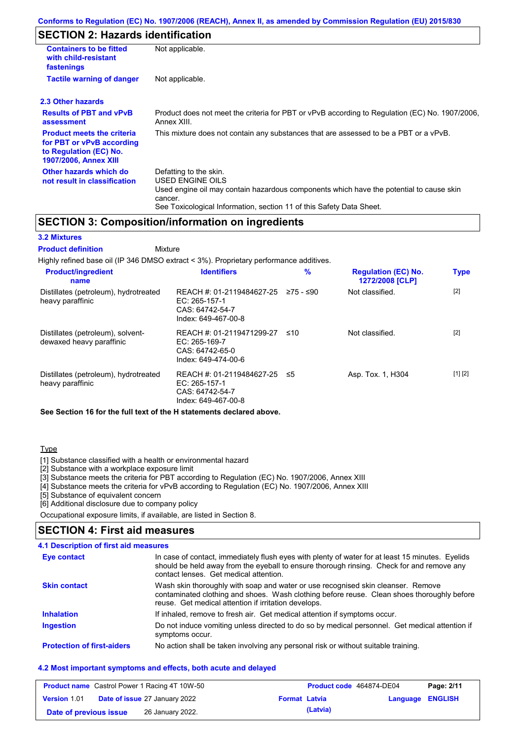## SECTION 2: Hazards identification

| | |
|---|---|
| **Containers to be fitted with child-resistant fastenings** | Not applicable. |
| **Tactile warning of danger** | Not applicable. |

### 2.3 Other hazards

| | |
|---|---|
| **Results of PBT and vPvB assessment** | Product does not meet the criteria for PBT or vPvB according to Regulation (EC) No. 1907/2006, Annex XIII. |
| **Product meets the criteria for PBT or vPvB according to Regulation (EC) No. 1907/2006, Annex XIII** | This mixture does not contain any substances that are assessed to be a PBT or a vPvB. |
| **Other hazards which do not result in classification** | Defatting to the skin.<br>USED ENGINE OILS<br>Used engine oil may contain hazardous components which have the potential to cause skin cancer.<br>See Toxicological Information, section 11 of this Safety Data Sheet. |

## SECTION 3: Composition/information on ingredients

### 3.2 Mixtures

**Product definition** Mixture

Highly refined base oil (IP 346 DMSO extract < 3%). Proprietary performance additives.

| Product/ingredient name | Identifiers | % | Regulation (EC) No. 1272/2008 [CLP] | Type |
|---|---|---|---|---|
| Distillates (petroleum), hydrotreated heavy paraffinic | REACH #: 01-2119484627-25<br>EC: 265-157-1<br>CAS: 64742-54-7<br>Index: 649-467-00-8 | ≥75 - ≤90 | Not classified. | [2] |
| Distillates (petroleum), solvent-dewaxed heavy paraffinic | REACH #: 01-2119471299-27<br>EC: 265-169-7<br>CAS: 64742-65-0<br>Index: 649-474-00-6 | ≤10 | Not classified. | [2] |
| Distillates (petroleum), hydrotreated heavy paraffinic | REACH #: 01-2119484627-25<br>EC: 265-157-1<br>CAS: 64742-54-7<br>Index: 649-467-00-8 | ≤5 | Asp. Tox. 1, H304 | [1] [2] |

**See Section 16 for the full text of the H statements declared above.**

Type

[1] Substance classified with a health or environmental hazard
[2] Substance with a workplace exposure limit
[3] Substance meets the criteria for PBT according to Regulation (EC) No. 1907/2006, Annex XIII
[4] Substance meets the criteria for vPvB according to Regulation (EC) No. 1907/2006, Annex XIII
[5] Substance of equivalent concern
[6] Additional disclosure due to company policy

Occupational exposure limits, if available, are listed in Section 8.

## SECTION 4: First aid measures

### 4.1 Description of first aid measures

| | |
|---|---|
| **Eye contact** | In case of contact, immediately flush eyes with plenty of water for at least 15 minutes. Eyelids should be held away from the eyeball to ensure thorough rinsing. Check for and remove any contact lenses. Get medical attention. |
| **Skin contact** | Wash skin thoroughly with soap and water or use recognised skin cleanser. Remove contaminated clothing and shoes. Wash clothing before reuse. Clean shoes thoroughly before reuse. Get medical attention if irritation develops. |
| **Inhalation** | If inhaled, remove to fresh air. Get medical attention if symptoms occur. |
| **Ingestion** | Do not induce vomiting unless directed to do so by medical personnel. Get medical attention if symptoms occur. |
| **Protection of first-aiders** | No action shall be taken involving any personal risk or without suitable training. |

### 4.2 Most important symptoms and effects, both acute and delayed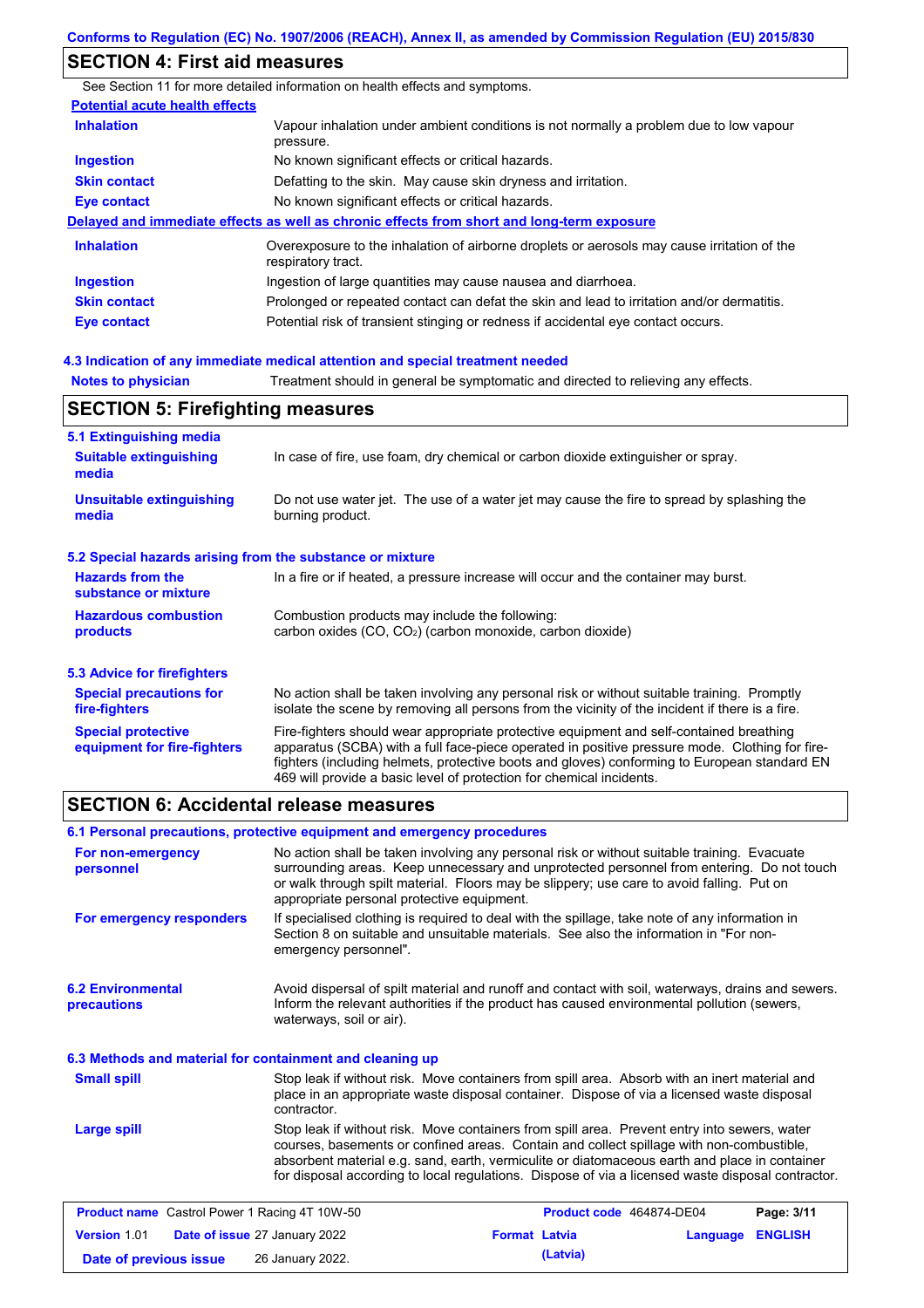## SECTION 4: First aid measures

See Section 11 for more detailed information on health effects and symptoms.

**Potential acute health effects**

| | |
|---|---|
| **Inhalation** | Vapour inhalation under ambient conditions is not normally a problem due to low vapour pressure. |
| **Ingestion** | No known significant effects or critical hazards. |
| **Skin contact** | Defatting to the skin. May cause skin dryness and irritation. |
| **Eye contact** | No known significant effects or critical hazards. |

**Delayed and immediate effects as well as chronic effects from short and long-term exposure**

| | |
|---|---|
| **Inhalation** | Overexposure to the inhalation of airborne droplets or aerosols may cause irritation of the respiratory tract. |
| **Ingestion** | Ingestion of large quantities may cause nausea and diarrhoea. |
| **Skin contact** | Prolonged or repeated contact can defat the skin and lead to irritation and/or dermatitis. |
| **Eye contact** | Potential risk of transient stinging or redness if accidental eye contact occurs. |

### 4.3 Indication of any immediate medical attention and special treatment needed

| | |
|---|---|
| **Notes to physician** | Treatment should in general be symptomatic and directed to relieving any effects. |

## SECTION 5: Firefighting measures

### 5.1 Extinguishing media

| | |
|---|---|
| **Suitable extinguishing media** | In case of fire, use foam, dry chemical or carbon dioxide extinguisher or spray. |
| **Unsuitable extinguishing media** | Do not use water jet. The use of a water jet may cause the fire to spread by splashing the burning product. |

### 5.2 Special hazards arising from the substance or mixture

| | |
|---|---|
| **Hazards from the substance or mixture** | In a fire or if heated, a pressure increase will occur and the container may burst. |
| **Hazardous combustion products** | Combustion products may include the following: carbon oxides (CO, $CO_2$) (carbon monoxide, carbon dioxide) |

### 5.3 Advice for firefighters

| | |
|---|---|
| **Special precautions for fire-fighters** | No action shall be taken involving any personal risk or without suitable training. Promptly isolate the scene by removing all persons from the vicinity of the incident if there is a fire. |
| **Special protective equipment for fire-fighters** | Fire-fighters should wear appropriate protective equipment and self-contained breathing apparatus (SCBA) with a full face-piece operated in positive pressure mode. Clothing for fire-fighters (including helmets, protective boots and gloves) conforming to European standard EN 469 will provide a basic level of protection for chemical incidents. |

## SECTION 6: Accidental release measures

### 6.1 Personal precautions, protective equipment and emergency procedures

| | |
|---|---|
| **For non-emergency personnel** | No action shall be taken involving any personal risk or without suitable training. Evacuate surrounding areas. Keep unnecessary and unprotected personnel from entering. Do not touch or walk through spilt material. Floors may be slippery; use care to avoid falling. Put on appropriate personal protective equipment. |
| **For emergency responders** | If specialised clothing is required to deal with the spillage, take note of any information in Section 8 on suitable and unsuitable materials. See also the information in "For non-emergency personnel". |

| | |
|---|---|
| **6.2 Environmental precautions** | Avoid dispersal of spilt material and runoff and contact with soil, waterways, drains and sewers. Inform the relevant authorities if the product has caused environmental pollution (sewers, waterways, soil or air). |

### 6.3 Methods and material for containment and cleaning up

| | |
|---|---|
| **Small spill** | Stop leak if without risk. Move containers from spill area. Absorb with an inert material and place in an appropriate waste disposal container. Dispose of via a licensed waste disposal contractor. |
| **Large spill** | Stop leak if without risk. Move containers from spill area. Prevent entry into sewers, water courses, basements or confined areas. Contain and collect spillage with non-combustible, absorbent material e.g. sand, earth, vermiculite or diatomaceous earth and place in container for disposal according to local regulations. Dispose of via a licensed waste disposal contractor. |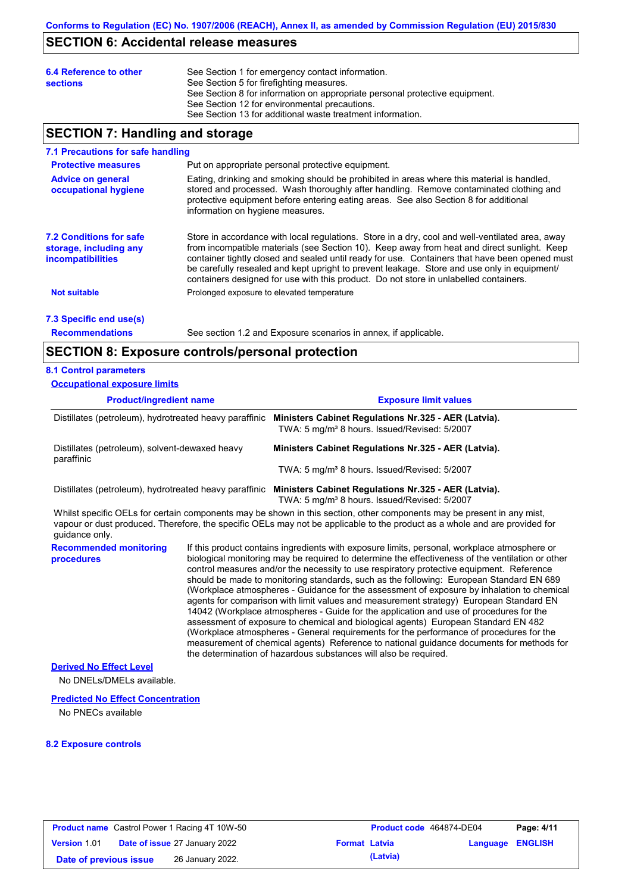## SECTION 6: Accidental release measures

**6.4 Reference to other sections**

See Section 1 for emergency contact information.
See Section 5 for firefighting measures.
See Section 8 for information on appropriate personal protective equipment.
See Section 12 for environmental precautions.
See Section 13 for additional waste treatment information.

## SECTION 7: Handling and storage

### 7.1 Precautions for safe handling

**Protective measures**

Put on appropriate personal protective equipment.

**Advice on general occupational hygiene**

Eating, drinking and smoking should be prohibited in areas where this material is handled, stored and processed. Wash thoroughly after handling. Remove contaminated clothing and protective equipment before entering eating areas. See also Section 8 for additional information on hygiene measures.

### 7.2 Conditions for safe storage, including any incompatibilities

Store in accordance with local regulations. Store in a dry, cool and well-ventilated area, away from incompatible materials (see Section 10). Keep away from heat and direct sunlight. Keep container tightly closed and sealed until ready for use. Containers that have been opened must be carefully resealed and kept upright to prevent leakage. Store and use only in equipment/ containers designed for use with this product. Do not store in unlabelled containers.

**Not suitable**

Prolonged exposure to elevated temperature

### 7.3 Specific end use(s)

**Recommendations**

See section 1.2 and Exposure scenarios in annex, if applicable.

## SECTION 8: Exposure controls/personal protection

### 8.1 Control parameters

**Occupational exposure limits**

| Product/ingredient name | Exposure limit values |
| --- | --- |
| Distillates (petroleum), hydrotreated heavy paraffinic | **Ministers Cabinet Regulations Nr.325 - AER (Latvia).** TWA: 5 mg/m³ 8 hours. Issued/Revised: 5/2007 |
| Distillates (petroleum), solvent-dewaxed heavy paraffinic | **Ministers Cabinet Regulations Nr.325 - AER (Latvia).** TWA: 5 mg/m³ 8 hours. Issued/Revised: 5/2007 |
| Distillates (petroleum), hydrotreated heavy paraffinic | **Ministers Cabinet Regulations Nr.325 - AER (Latvia).** TWA: 5 mg/m³ 8 hours. Issued/Revised: 5/2007 |

Whilst specific OELs for certain components may be shown in this section, other components may be present in any mist, vapour or dust produced. Therefore, the specific OELs may not be applicable to the product as a whole and are provided for guidance only.

**Recommended monitoring procedures**

If this product contains ingredients with exposure limits, personal, workplace atmosphere or biological monitoring may be required to determine the effectiveness of the ventilation or other control measures and/or the necessity to use respiratory protective equipment. Reference should be made to monitoring standards, such as the following: European Standard EN 689 (Workplace atmospheres - Guidance for the assessment of exposure by inhalation to chemical agents for comparison with limit values and measurement strategy) European Standard EN 14042 (Workplace atmospheres - Guide for the application and use of procedures for the assessment of exposure to chemical and biological agents) European Standard EN 482 (Workplace atmospheres - General requirements for the performance of procedures for the measurement of chemical agents) Reference to national guidance documents for methods for the determination of hazardous substances will also be required.

**Derived No Effect Level**

No DNELs/DMELs available.

**Predicted No Effect Concentration**

No PNECs available

### 8.2 Exposure controls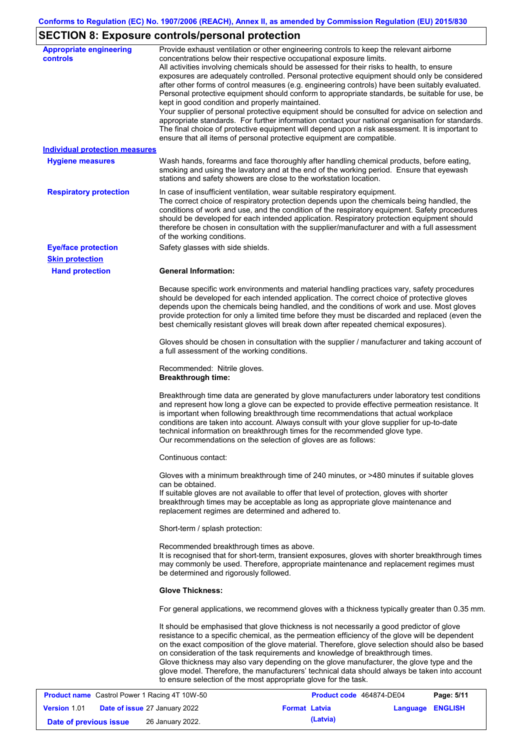## SECTION 8: Exposure controls/personal protection

**Appropriate engineering controls**

Provide exhaust ventilation or other engineering controls to keep the relevant airborne concentrations below their respective occupational exposure limits.
All activities involving chemicals should be assessed for their risks to health, to ensure exposures are adequately controlled. Personal protective equipment should only be considered after other forms of control measures (e.g. engineering controls) have been suitably evaluated. Personal protective equipment should conform to appropriate standards, be suitable for use, be kept in good condition and properly maintained.
Your supplier of personal protective equipment should be consulted for advice on selection and appropriate standards. For further information contact your national organisation for standards. The final choice of protective equipment will depend upon a risk assessment. It is important to ensure that all items of personal protective equipment are compatible.

**Individual protection measures**

**Hygiene measures**

Wash hands, forearms and face thoroughly after handling chemical products, before eating, smoking and using the lavatory and at the end of the working period. Ensure that eyewash stations and safety showers are close to the workstation location.

**Respiratory protection**

In case of insufficient ventilation, wear suitable respiratory equipment.
The correct choice of respiratory protection depends upon the chemicals being handled, the conditions of work and use, and the condition of the respiratory equipment. Safety procedures should be developed for each intended application. Respiratory protection equipment should therefore be chosen in consultation with the supplier/manufacturer and with a full assessment of the working conditions.

**Eye/face protection**

Safety glasses with side shields.

**Skin protection**

**Hand protection**

**General Information:**

Because specific work environments and material handling practices vary, safety procedures should be developed for each intended application. The correct choice of protective gloves depends upon the chemicals being handled, and the conditions of work and use. Most gloves provide protection for only a limited time before they must be discarded and replaced (even the best chemically resistant gloves will break down after repeated chemical exposures).

Gloves should be chosen in consultation with the supplier / manufacturer and taking account of a full assessment of the working conditions.

Recommended: Nitrile gloves.
**Breakthrough time:**

Breakthrough time data are generated by glove manufacturers under laboratory test conditions and represent how long a glove can be expected to provide effective permeation resistance. It is important when following breakthrough time recommendations that actual workplace conditions are taken into account. Always consult with your glove supplier for up-to-date technical information on breakthrough times for the recommended glove type.
Our recommendations on the selection of gloves are as follows:

Continuous contact:

Gloves with a minimum breakthrough time of 240 minutes, or >480 minutes if suitable gloves can be obtained.
If suitable gloves are not available to offer that level of protection, gloves with shorter breakthrough times may be acceptable as long as appropriate glove maintenance and replacement regimes are determined and adhered to.

Short-term / splash protection:

Recommended breakthrough times as above.
It is recognised that for short-term, transient exposures, gloves with shorter breakthrough times may commonly be used. Therefore, appropriate maintenance and replacement regimes must be determined and rigorously followed.

**Glove Thickness:**

For general applications, we recommend gloves with a thickness typically greater than 0.35 mm.

It should be emphasised that glove thickness is not necessarily a good predictor of glove resistance to a specific chemical, as the permeation efficiency of the glove will be dependent on the exact composition of the glove material. Therefore, glove selection should also be based on consideration of the task requirements and knowledge of breakthrough times.
Glove thickness may also vary depending on the glove manufacturer, the glove type and the glove model. Therefore, the manufacturers' technical data should always be taken into account to ensure selection of the most appropriate glove for the task.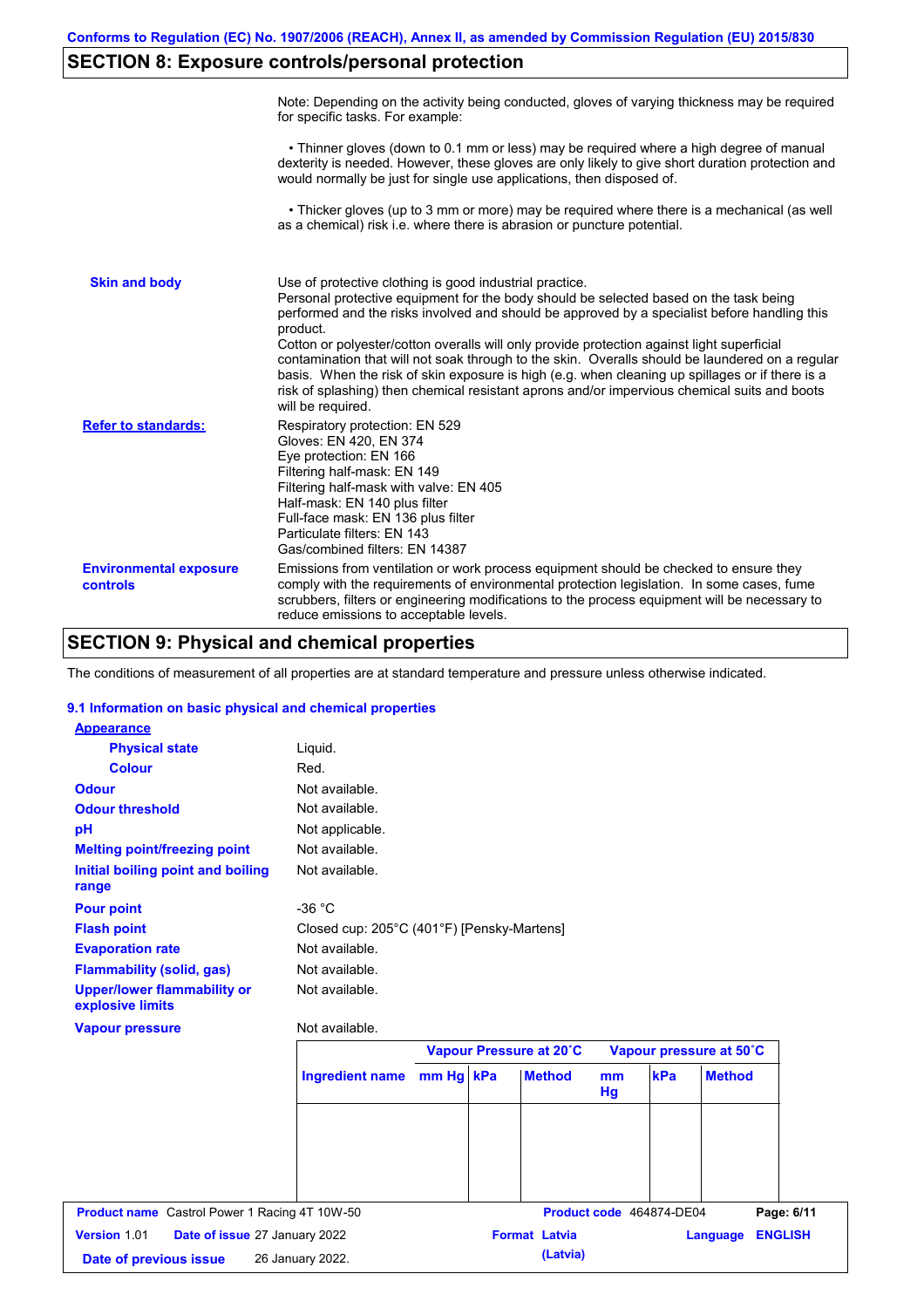## SECTION 8: Exposure controls/personal protection

Note: Depending on the activity being conducted, gloves of varying thickness may be required for specific tasks. For example:

• Thinner gloves (down to 0.1 mm or less) may be required where a high degree of manual dexterity is needed. However, these gloves are only likely to give short duration protection and would normally be just for single use applications, then disposed of.

• Thicker gloves (up to 3 mm or more) may be required where there is a mechanical (as well as a chemical) risk i.e. where there is abrasion or puncture potential.

**Skin and body**

Use of protective clothing is good industrial practice.
Personal protective equipment for the body should be selected based on the task being performed and the risks involved and should be approved by a specialist before handling this product.
Cotton or polyester/cotton overalls will only provide protection against light superficial contamination that will not soak through to the skin. Overalls should be laundered on a regular basis. When the risk of skin exposure is high (e.g. when cleaning up spillages or if there is a risk of splashing) then chemical resistant aprons and/or impervious chemical suits and boots will be required.

**Refer to standards:**

Respiratory protection: EN 529
Gloves: EN 420, EN 374
Eye protection: EN 166
Filtering half-mask: EN 149
Filtering half-mask with valve: EN 405
Half-mask: EN 140 plus filter
Full-face mask: EN 136 plus filter
Particulate filters: EN 143
Gas/combined filters: EN 14387

**Environmental exposure controls**

Emissions from ventilation or work process equipment should be checked to ensure they comply with the requirements of environmental protection legislation. In some cases, fume scrubbers, filters or engineering modifications to the process equipment will be necessary to reduce emissions to acceptable levels.

## SECTION 9: Physical and chemical properties

The conditions of measurement of all properties are at standard temperature and pressure unless otherwise indicated.

### 9.1 Information on basic physical and chemical properties

**Appearance**

| | |
|---|---|
| **Physical state** | Liquid. |
| **Colour** | Red. |
| **Odour** | Not available. |
| **Odour threshold** | Not available. |
| **pH** | Not applicable. |
| **Melting point/freezing point** | Not available. |
| **Initial boiling point and boiling range** | Not available. |
| **Pour point** | -36 °C |
| **Flash point** | Closed cup: 205°C (401°F) [Pensky-Martens] |
| **Evaporation rate** | Not available. |
| **Flammability (solid, gas)** | Not available. |
| **Upper/lower flammability or explosive limits** | Not available. |
| **Vapour pressure** | Not available. |

| | Vapour Pressure at 20˚C | | | Vapour pressure at 50˚C | | |
|---|---|---|---|---|---|---|
| **Ingredient name** | **mm Hg** | **kPa** | **Method** | **mm Hg** | **kPa** | **Method** |
| | | | | | | |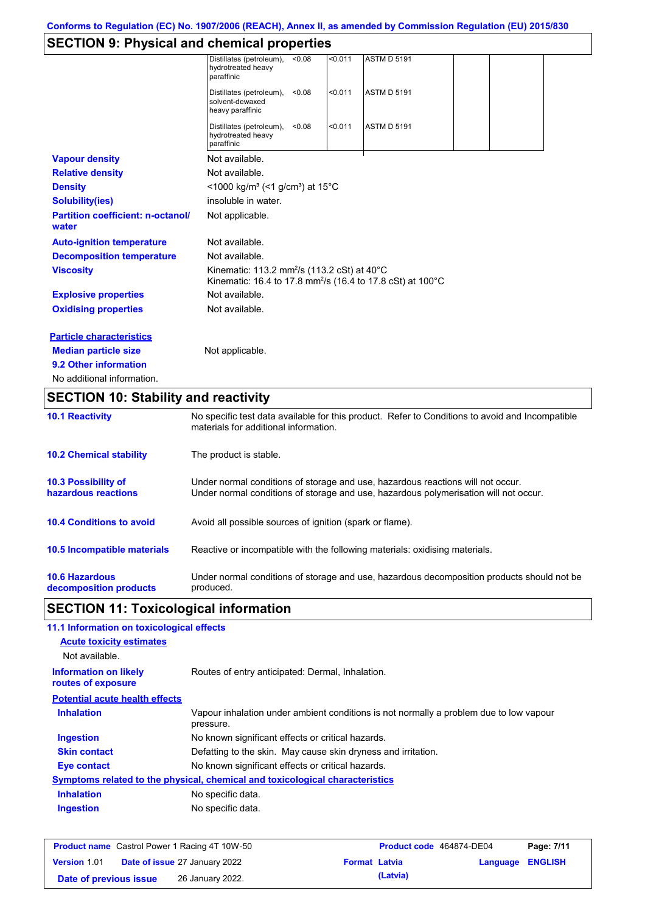## SECTION 9: Physical and chemical properties

| | | | | | |
|---|---|---|---|---|---|
| Distillates (petroleum), hydrotreated heavy paraffinic | <0.08 | <0.011 | ASTM D 5191 | | |
| Distillates (petroleum), solvent-dewaxed heavy paraffinic | <0.08 | <0.011 | ASTM D 5191 | | |
| Distillates (petroleum), hydrotreated heavy paraffinic | <0.08 | <0.011 | ASTM D 5191 | | |

**Vapour density** Not available.

**Relative density** Not available.

**Density** <1000 kg/m³ (<1 g/cm³) at 15°C

**Solubility(ies)** insoluble in water.

**Partition coefficient: n-octanol/water** Not applicable.

**Auto-ignition temperature** Not available.

**Decomposition temperature** Not available.

**Viscosity** Kinematic: 113.2 mm²/s (113.2 cSt) at 40°C
Kinematic: 16.4 to 17.8 mm²/s (16.4 to 17.8 cSt) at 100°C

**Explosive properties** Not available.

**Oxidising properties** Not available.

**Particle characteristics**

**Median particle size** Not applicable.

**9.2 Other information**

No additional information.

## SECTION 10: Stability and reactivity

**10.1 Reactivity** No specific test data available for this product. Refer to Conditions to avoid and Incompatible materials for additional information.

**10.2 Chemical stability** The product is stable.

**10.3 Possibility of hazardous reactions** Under normal conditions of storage and use, hazardous reactions will not occur.
Under normal conditions of storage and use, hazardous polymerisation will not occur.

**10.4 Conditions to avoid** Avoid all possible sources of ignition (spark or flame).

**10.5 Incompatible materials** Reactive or incompatible with the following materials: oxidising materials.

**10.6 Hazardous decomposition products** Under normal conditions of storage and use, hazardous decomposition products should not be produced.

## SECTION 11: Toxicological information

**11.1 Information on toxicological effects**

**Acute toxicity estimates**

Not available.

**Information on likely routes of exposure** Routes of entry anticipated: Dermal, Inhalation.

**Potential acute health effects**

**Inhalation** Vapour inhalation under ambient conditions is not normally a problem due to low vapour pressure.

**Ingestion** No known significant effects or critical hazards.

**Skin contact** Defatting to the skin. May cause skin dryness and irritation.

**Eye contact** No known significant effects or critical hazards.

**Symptoms related to the physical, chemical and toxicological characteristics**

**Inhalation** No specific data.

**Ingestion** No specific data.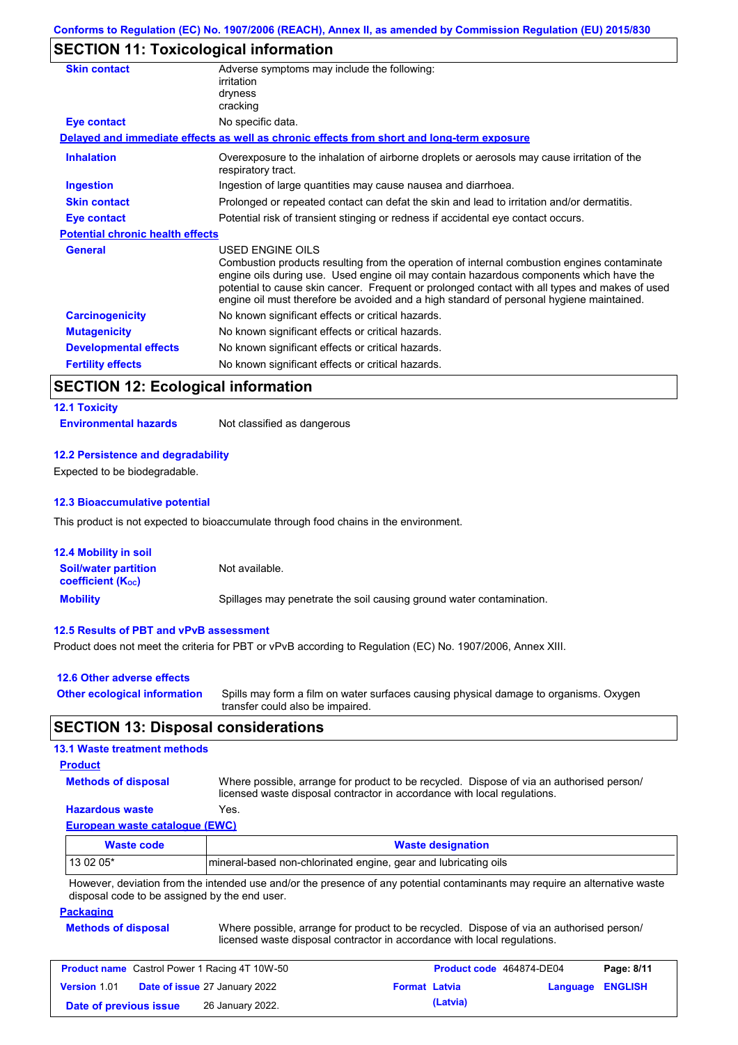## SECTION 11: Toxicological information

**Skin contact** Adverse symptoms may include the following:
irritation
dryness
cracking

**Eye contact** No specific data.

**Delayed and immediate effects as well as chronic effects from short and long-term exposure**

**Inhalation** Overexposure to the inhalation of airborne droplets or aerosols may cause irritation of the respiratory tract.

**Ingestion** Ingestion of large quantities may cause nausea and diarrhoea.

**Skin contact** Prolonged or repeated contact can defat the skin and lead to irritation and/or dermatitis.

**Eye contact** Potential risk of transient stinging or redness if accidental eye contact occurs.

**Potential chronic health effects**

**General** USED ENGINE OILS
Combustion products resulting from the operation of internal combustion engines contaminate engine oils during use. Used engine oil may contain hazardous components which have the potential to cause skin cancer. Frequent or prolonged contact with all types and makes of used engine oil must therefore be avoided and a high standard of personal hygiene maintained.

**Carcinogenicity** No known significant effects or critical hazards.

**Mutagenicity** No known significant effects or critical hazards.

**Developmental effects** No known significant effects or critical hazards.

**Fertility effects** No known significant effects or critical hazards.

## SECTION 12: Ecological information

### 12.1 Toxicity

**Environmental hazards** Not classified as dangerous

### 12.2 Persistence and degradability

Expected to be biodegradable.

### 12.3 Bioaccumulative potential

This product is not expected to bioaccumulate through food chains in the environment.

### 12.4 Mobility in soil

**Soil/water partition coefficient ($K_{OC}$)** Not available.

**Mobility** Spillages may penetrate the soil causing ground water contamination.

### 12.5 Results of PBT and vPvB assessment

Product does not meet the criteria for PBT or vPvB according to Regulation (EC) No. 1907/2006, Annex XIII.

### 12.6 Other adverse effects

**Other ecological information** Spills may form a film on water surfaces causing physical damage to organisms. Oxygen transfer could also be impaired.

## SECTION 13: Disposal considerations

### 13.1 Waste treatment methods

**Product**

**Methods of disposal** Where possible, arrange for product to be recycled. Dispose of via an authorised person/ licensed waste disposal contractor in accordance with local regulations.

**Hazardous waste** Yes.

**European waste catalogue (EWC)**

| Waste code | Waste designation |
|---|---|
| 13 02 05* | mineral-based non-chlorinated engine, gear and lubricating oils |

However, deviation from the intended use and/or the presence of any potential contaminants may require an alternative waste disposal code to be assigned by the end user.

**Packaging**

**Methods of disposal** Where possible, arrange for product to be recycled. Dispose of via an authorised person/ licensed waste disposal contractor in accordance with local regulations.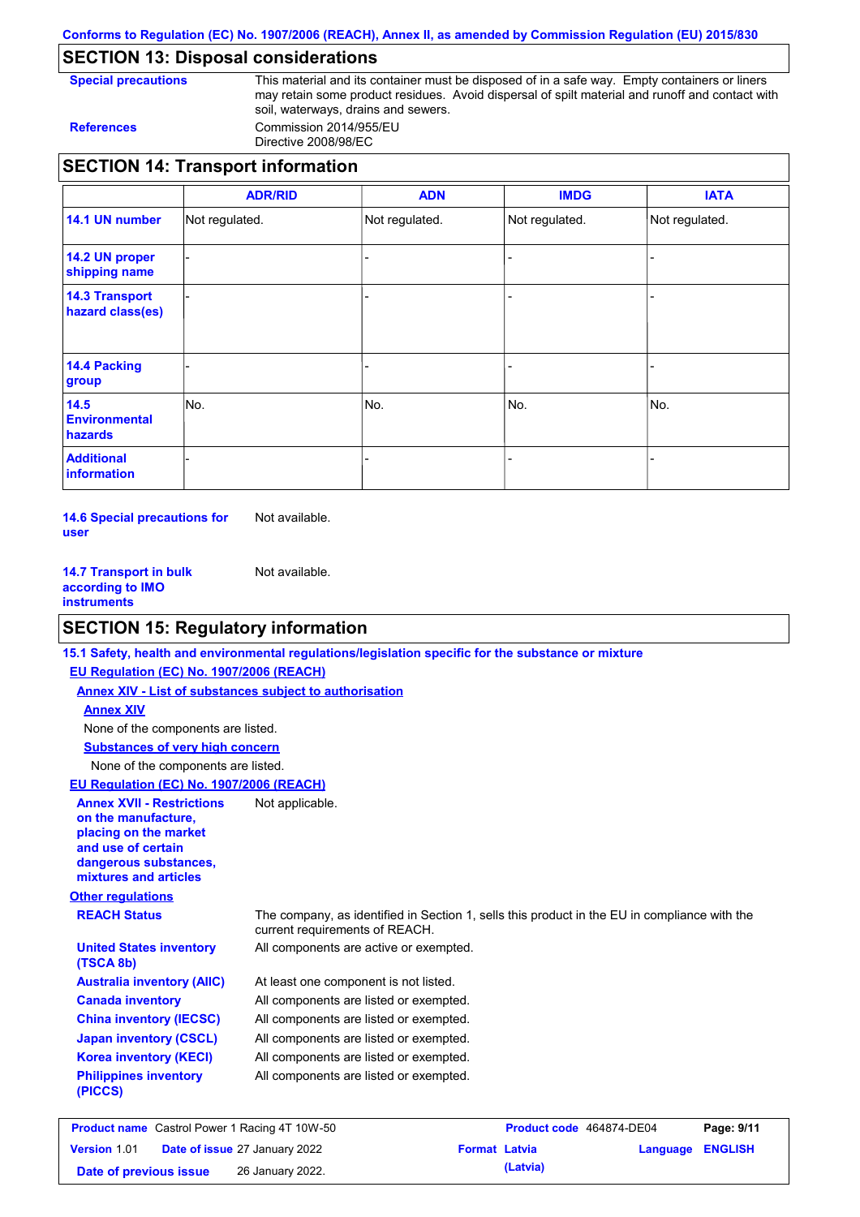## SECTION 13: Disposal considerations

**Special precautions**: This material and its container must be disposed of in a safe way. Empty containers or liners may retain some product residues. Avoid dispersal of spilt material and runoff and contact with soil, waterways, drains and sewers.

**References**: Commission 2014/955/EU
Directive 2008/98/EC

## SECTION 14: Transport information

| | ADR/RID | ADN | IMDG | IATA |
|---|---|---|---|---|
| **14.1 UN number** | Not regulated. | Not regulated. | Not regulated. | Not regulated. |
| **14.2 UN proper shipping name** | - | - | - | - |
| **14.3 Transport hazard class(es)** | - | - | - | - |
| **14.4 Packing group** | - | - | - | - |
| **14.5 Environmental hazards** | No. | No. | No. | No. |
| **Additional information** | - | - | - | - |

**14.6 Special precautions for user**: Not available.

**14.7 Transport in bulk according to IMO instruments**: Not available.

## SECTION 15: Regulatory information

**15.1 Safety, health and environmental regulations/legislation specific for the substance or mixture**

**EU Regulation (EC) No. 1907/2006 (REACH)**

**Annex XIV - List of substances subject to authorisation**

**Annex XIV**

None of the components are listed.

**Substances of very high concern**

None of the components are listed.

**EU Regulation (EC) No. 1907/2006 (REACH)**

**Annex XVII - Restrictions on the manufacture, placing on the market and use of certain dangerous substances, mixtures and articles**: Not applicable.

**Other regulations**

**REACH Status**: The company, as identified in Section 1, sells this product in the EU in compliance with the current requirements of REACH.

**United States inventory (TSCA 8b)**: All components are active or exempted.

**Australia inventory (AIIC)**: At least one component is not listed.

**Canada inventory**: All components are listed or exempted.

**China inventory (IECSC)**: All components are listed or exempted.

**Japan inventory (CSCL)**: All components are listed or exempted.

**Korea inventory (KECI)**: All components are listed or exempted.

**Philippines inventory (PICCS)**: All components are listed or exempted.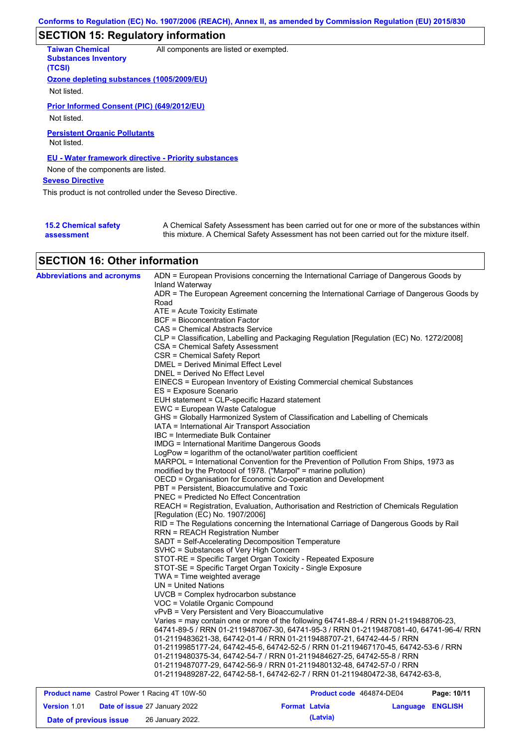## SECTION 15: Regulatory information

**Taiwan Chemical Substances Inventory (TCSI)** All components are listed or exempted.

**Ozone depleting substances (1005/2009/EU)**

Not listed.

**Prior Informed Consent (PIC) (649/2012/EU)**

Not listed.

**Persistent Organic Pollutants**

Not listed.

**EU - Water framework directive - Priority substances**

None of the components are listed.

**Seveso Directive**

This product is not controlled under the Seveso Directive.

**15.2 Chemical safety assessment** A Chemical Safety Assessment has been carried out for one or more of the substances within this mixture. A Chemical Safety Assessment has not been carried out for the mixture itself.

## SECTION 16: Other information

**Abbreviations and acronyms**

ADN = European Provisions concerning the International Carriage of Dangerous Goods by Inland Waterway
ADR = The European Agreement concerning the International Carriage of Dangerous Goods by Road
ATE = Acute Toxicity Estimate
BCF = Bioconcentration Factor
CAS = Chemical Abstracts Service
CLP = Classification, Labelling and Packaging Regulation [Regulation (EC) No. 1272/2008]
CSA = Chemical Safety Assessment
CSR = Chemical Safety Report
DMEL = Derived Minimal Effect Level
DNEL = Derived No Effect Level
EINECS = European Inventory of Existing Commercial chemical Substances
ES = Exposure Scenario
EUH statement = CLP-specific Hazard statement
EWC = European Waste Catalogue
GHS = Globally Harmonized System of Classification and Labelling of Chemicals
IATA = International Air Transport Association
IBC = Intermediate Bulk Container
IMDG = International Maritime Dangerous Goods
LogPow = logarithm of the octanol/water partition coefficient
MARPOL = International Convention for the Prevention of Pollution From Ships, 1973 as modified by the Protocol of 1978. ("Marpol" = marine pollution)
OECD = Organisation for Economic Co-operation and Development
PBT = Persistent, Bioaccumulative and Toxic
PNEC = Predicted No Effect Concentration
REACH = Registration, Evaluation, Authorisation and Restriction of Chemicals Regulation [Regulation (EC) No. 1907/2006]
RID = The Regulations concerning the International Carriage of Dangerous Goods by Rail
RRN = REACH Registration Number
SADT = Self-Accelerating Decomposition Temperature
SVHC = Substances of Very High Concern
STOT-RE = Specific Target Organ Toxicity - Repeated Exposure
STOT-SE = Specific Target Organ Toxicity - Single Exposure
TWA = Time weighted average
UN = United Nations
UVCB = Complex hydrocarbon substance
VOC = Volatile Organic Compound
vPvB = Very Persistent and Very Bioaccumulative
Varies = may contain one or more of the following 64741-88-4 / RRN 01-2119488706-23, 64741-89-5 / RRN 01-2119487067-30, 64741-95-3 / RRN 01-2119487081-40, 64741-96-4/ RRN 01-2119483621-38, 64742-01-4 / RRN 01-2119488707-21, 64742-44-5 / RRN 01-2119985177-24, 64742-45-6, 64742-52-5 / RRN 01-2119467170-45, 64742-53-6 / RRN 01-2119480375-34, 64742-54-7 / RRN 01-2119484627-25, 64742-55-8 / RRN 01-2119487077-29, 64742-56-9 / RRN 01-2119480132-48, 64742-57-0 / RRN 01-2119489287-22, 64742-58-1, 64742-62-7 / RRN 01-2119480472-38, 64742-63-8,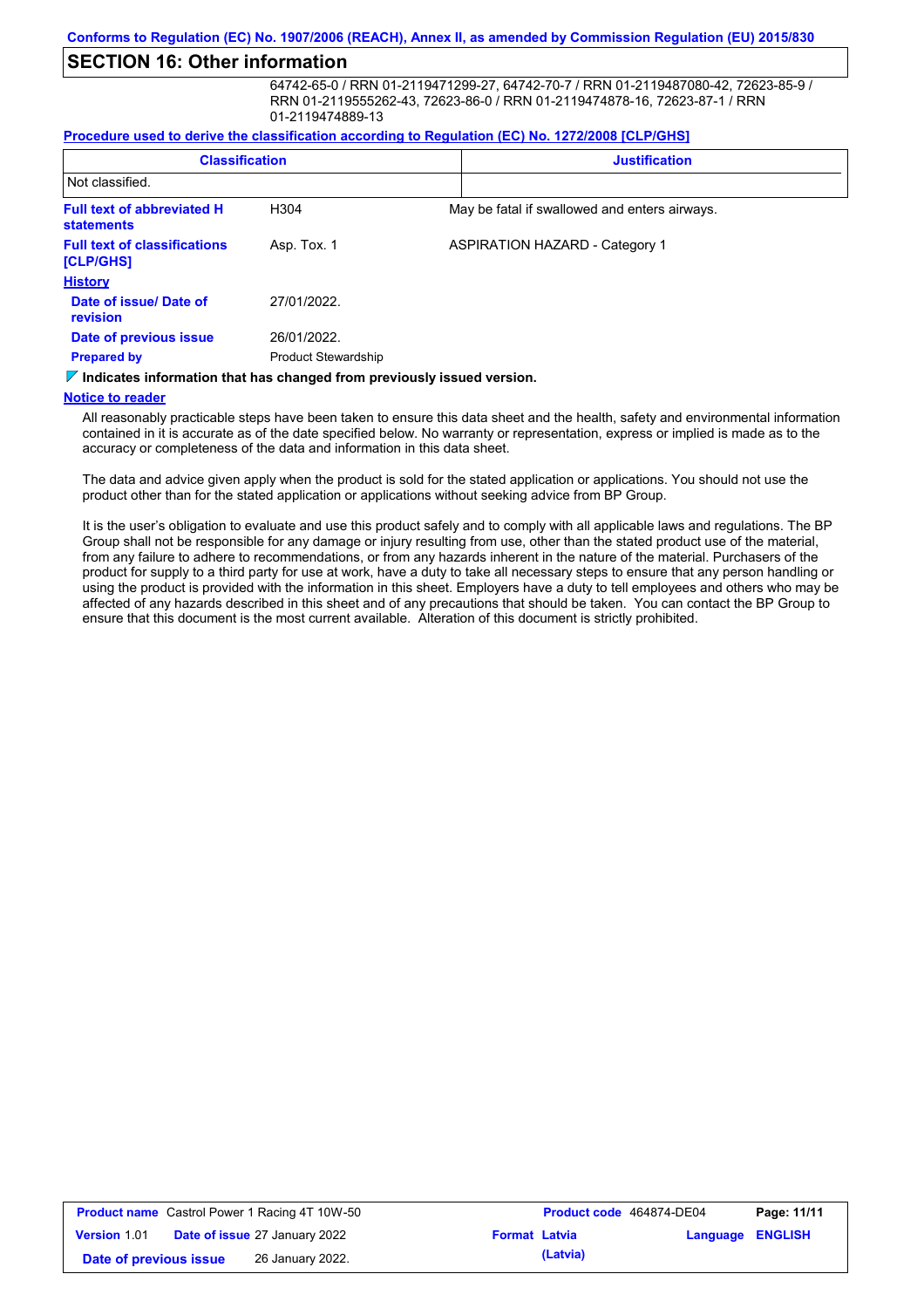Conforms to Regulation (EC) No. 1907/2006 (REACH), Annex II, as amended by Commission Regulation (EU) 2015/830

## SECTION 16: Other information

64742-65-0 / RRN 01-2119471299-27, 64742-70-7 / RRN 01-2119487080-42, 72623-85-9 / RRN 01-2119555262-43, 72623-86-0 / RRN 01-2119474878-16, 72623-87-1 / RRN 01-2119474889-13

**Procedure used to derive the classification according to Regulation (EC) No. 1272/2008 [CLP/GHS]**

| Classification | Justification |
|---|---|
| Not classified. | |

**Full text of abbreviated H statements** H304 May be fatal if swallowed and enters airways.

**Full text of classifications [CLP/GHS]** Asp. Tox. 1 ASPIRATION HAZARD - Category 1

**History**

**Date of issue/ Date of revision** 27/01/2022.

**Date of previous issue** 26/01/2022.

**Prepared by** Product Stewardship

**Indicates information that has changed from previously issued version.**

**Notice to reader**

All reasonably practicable steps have been taken to ensure this data sheet and the health, safety and environmental information contained in it is accurate as of the date specified below. No warranty or representation, express or implied is made as to the accuracy or completeness of the data and information in this data sheet.

The data and advice given apply when the product is sold for the stated application or applications. You should not use the product other than for the stated application or applications without seeking advice from BP Group.

It is the user's obligation to evaluate and use this product safely and to comply with all applicable laws and regulations. The BP Group shall not be responsible for any damage or injury resulting from use, other than the stated product use of the material, from any failure to adhere to recommendations, or from any hazards inherent in the nature of the material. Purchasers of the product for supply to a third party for use at work, have a duty to take all necessary steps to ensure that any person handling or using the product is provided with the information in this sheet. Employers have a duty to tell employees and others who may be affected of any hazards described in this sheet and of any precautions that should be taken. You can contact the BP Group to ensure that this document is the most current available. Alteration of this document is strictly prohibited.

| | | | |
|---|---|---|---|
| **Product name** Castrol Power 1 Racing 4T 10W-50 | | **Product code** 464874-DE04 | **Page:** 11/11 |
| **Version** 1.01 | **Date of issue** 27 January 2022 | **Format** Latvia (Latvia) | **Language** ENGLISH |
| **Date of previous issue** | 26 January 2022. | | |